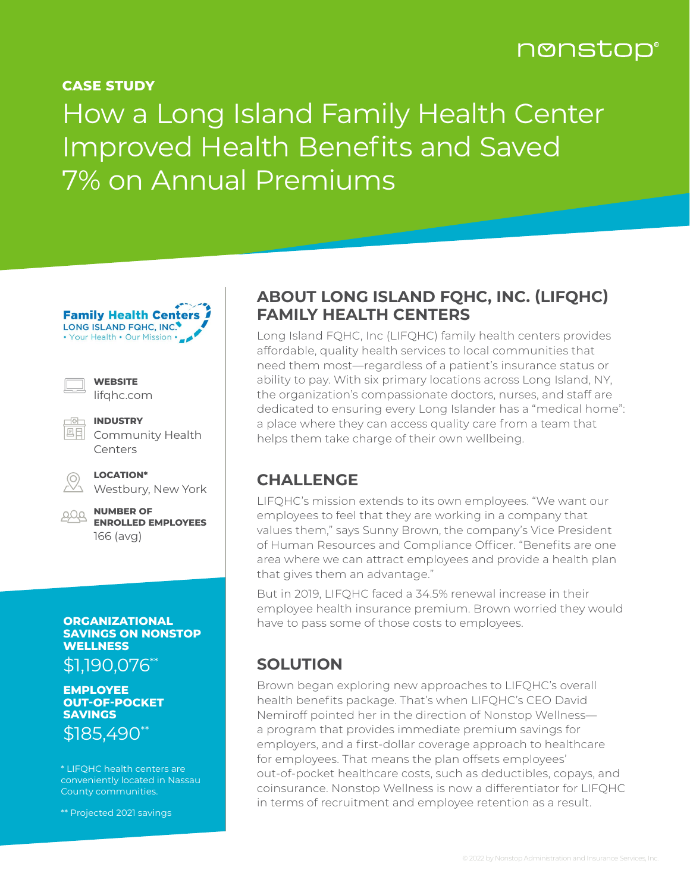nonstop®

**CASE STUDY**

# How a Long Island Family Health Center Improved Health Benefits and Saved 7% on Annual Premiums

**Family Health Centers**
LONG ISLAND FQHC, INC.
• Your Health • Our Mission •

**WEBSITE**
lifqhc.com

**INDUSTRY**
Community Health Centers

**LOCATION***
Westbury, New York

**NUMBER OF ENROLLED EMPLOYEES**
166 (avg)

**ORGANIZATIONAL SAVINGS ON NONSTOP WELLNESS**
$1,190,076**

**EMPLOYEE OUT-OF-POCKET SAVINGS**
$185,490**

\* LIFQHC health centers are conveniently located in Nassau County communities.

\*\* Projected 2021 savings

## ABOUT LONG ISLAND FQHC, INC. (LIFQHC) FAMILY HEALTH CENTERS

Long Island FQHC, Inc (LIFQHC) family health centers provides affordable, quality health services to local communities that need them most—regardless of a patient's insurance status or ability to pay. With six primary locations across Long Island, NY, the organization's compassionate doctors, nurses, and staff are dedicated to ensuring every Long Islander has a "medical home": a place where they can access quality care from a team that helps them take charge of their own wellbeing.

## CHALLENGE

LIFQHC's mission extends to its own employees. "We want our employees to feel that they are working in a company that values them," says Sunny Brown, the company's Vice President of Human Resources and Compliance Officer. "Benefits are one area where we can attract employees and provide a health plan that gives them an advantage."

But in 2019, LIFQHC faced a 34.5% renewal increase in their employee health insurance premium. Brown worried they would have to pass some of those costs to employees.

## SOLUTION

Brown began exploring new approaches to LIFQHC's overall health benefits package. That's when LIFQHC's CEO David Nemiroff pointed her in the direction of Nonstop Wellness—a program that provides immediate premium savings for employers, and a first-dollar coverage approach to healthcare for employees. That means the plan offsets employees' out-of-pocket healthcare costs, such as deductibles, copays, and coinsurance. Nonstop Wellness is now a differentiator for LIFQHC in terms of recruitment and employee retention as a result.

© 2022 by Nonstop Administration and Insurance Services, Inc.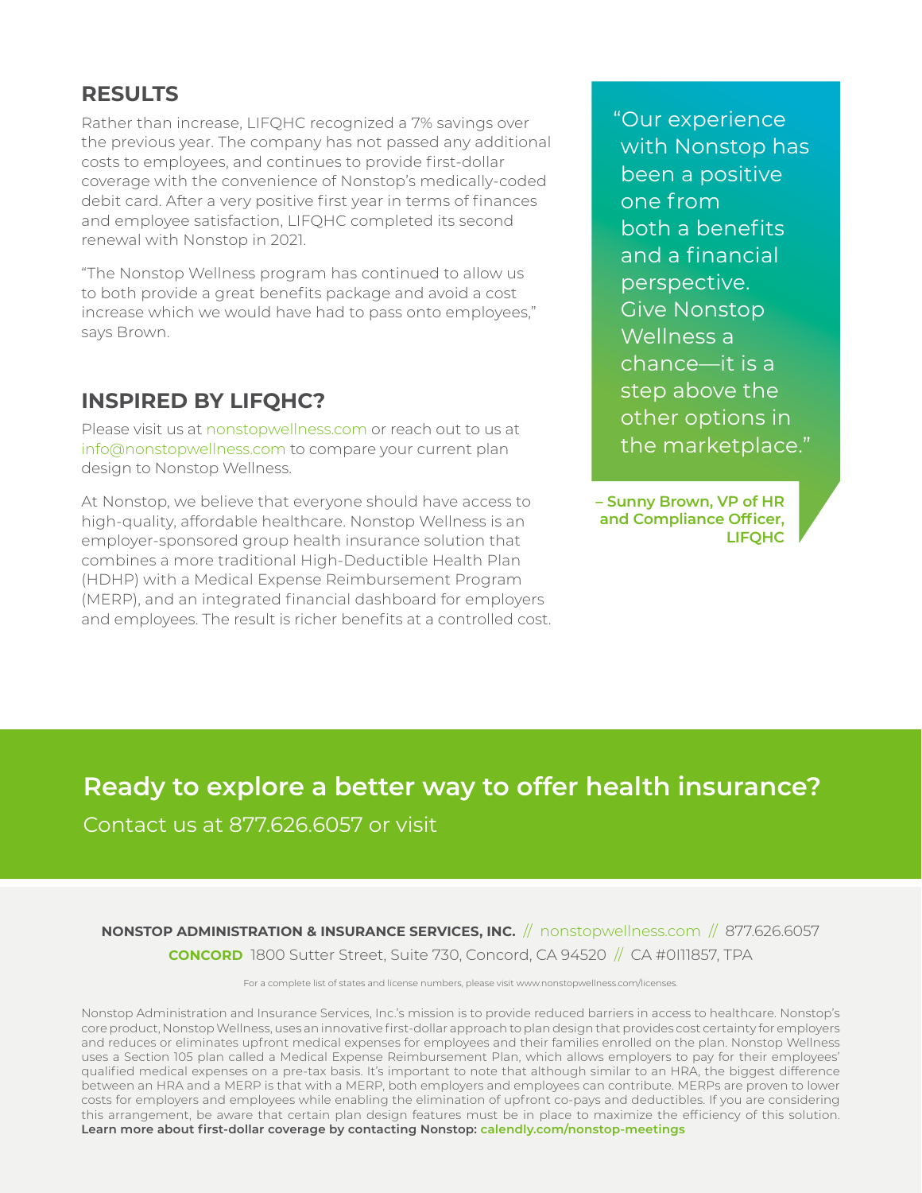## RESULTS

Rather than increase, LIFQHC recognized a 7% savings over the previous year. The company has not passed any additional costs to employees, and continues to provide first-dollar coverage with the convenience of Nonstop's medically-coded debit card. After a very positive first year in terms of finances and employee satisfaction, LIFQHC completed its second renewal with Nonstop in 2021.

"The Nonstop Wellness program has continued to allow us to both provide a great benefits package and avoid a cost increase which we would have had to pass onto employees," says Brown.

## INSPIRED BY LIFQHC?

Please visit us at nonstopwellness.com or reach out to us at info@nonstopwellness.com to compare your current plan design to Nonstop Wellness.

At Nonstop, we believe that everyone should have access to high-quality, affordable healthcare. Nonstop Wellness is an employer-sponsored group health insurance solution that combines a more traditional High-Deductible Health Plan (HDHP) with a Medical Expense Reimbursement Program (MERP), and an integrated financial dashboard for employers and employees. The result is richer benefits at a controlled cost.

"Our experience with Nonstop has been a positive one from both a benefits and a financial perspective. Give Nonstop Wellness a chance—it is a step above the other options in the marketplace."

**– Sunny Brown, VP of HR and Compliance Officer, LIFQHC**

## Ready to explore a better way to offer health insurance?

Contact us at 877.626.6057 or visit

**NONSTOP ADMINISTRATION & INSURANCE SERVICES, INC.** // nonstopwellness.com // 877.626.6057

**CONCORD** 1800 Sutter Street, Suite 730, Concord, CA 94520 // CA #0I11857, TPA

For a complete list of states and license numbers, please visit www.nonstopwellness.com/licenses.

Nonstop Administration and Insurance Services, Inc.'s mission is to provide reduced barriers in access to healthcare. Nonstop's core product, Nonstop Wellness, uses an innovative first-dollar approach to plan design that provides cost certainty for employers and reduces or eliminates upfront medical expenses for employees and their families enrolled on the plan. Nonstop Wellness uses a Section 105 plan called a Medical Expense Reimbursement Plan, which allows employers to pay for their employees' qualified medical expenses on a pre-tax basis. It's important to note that although similar to an HRA, the biggest difference between an HRA and a MERP is that with a MERP, both employers and employees can contribute. MERPs are proven to lower costs for employers and employees while enabling the elimination of upfront co-pays and deductibles. If you are considering this arrangement, be aware that certain plan design features must be in place to maximize the efficiency of this solution. **Learn more about first-dollar coverage by contacting Nonstop: calendly.com/nonstop-meetings**